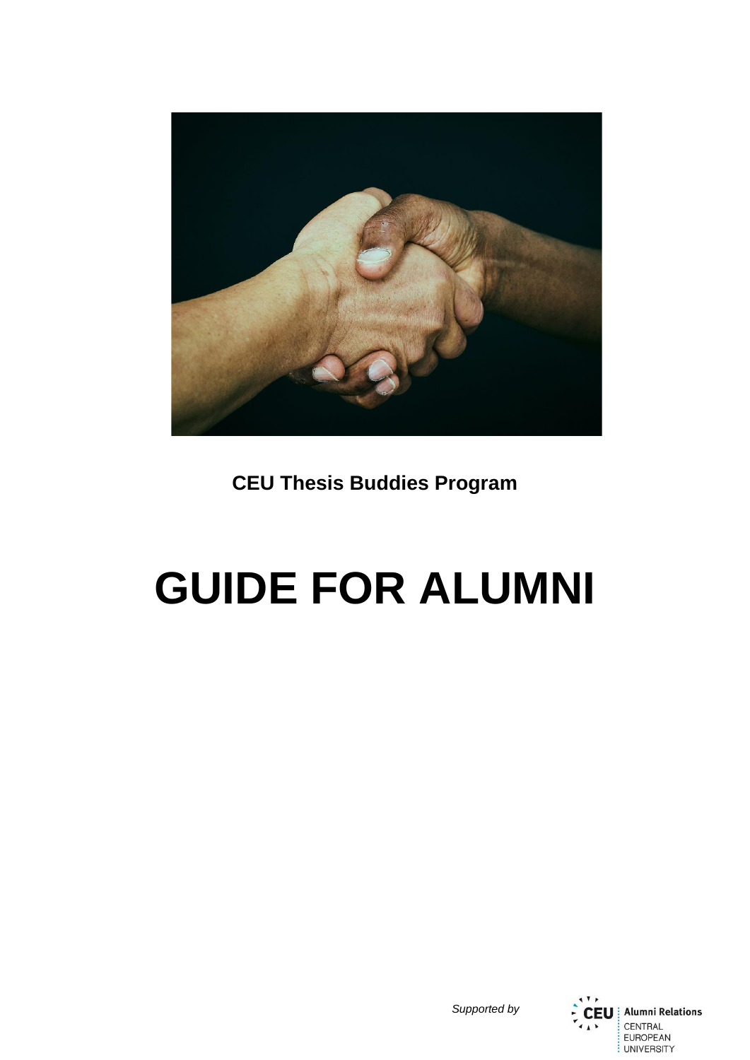**CEU Thesis Buddies Program**

# GUIDE FOR ALUMNI

*Supported by*

CEU Alumni Relations

CENTRAL EUROPEAN UNIVERSITY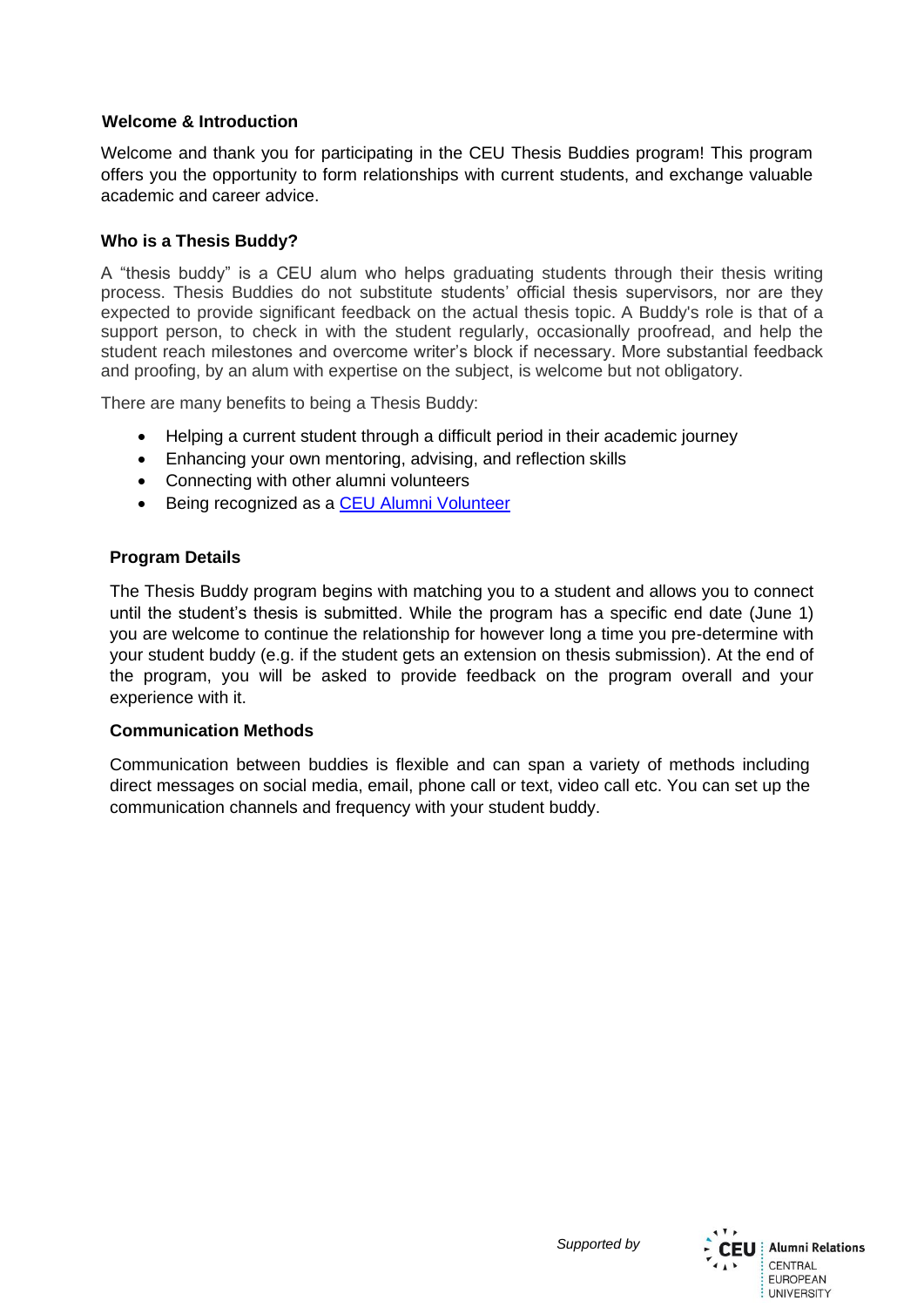## Welcome & Introduction

Welcome and thank you for participating in the CEU Thesis Buddies program! This program offers you the opportunity to form relationships with current students, and exchange valuable academic and career advice.

## Who is a Thesis Buddy?

A "thesis buddy" is a CEU alum who helps graduating students through their thesis writing process. Thesis Buddies do not substitute students' official thesis supervisors, nor are they expected to provide significant feedback on the actual thesis topic. A Buddy's role is that of a support person, to check in with the student regularly, occasionally proofread, and help the student reach milestones and overcome writer's block if necessary. More substantial feedback and proofing, by an alum with expertise on the subject, is welcome but not obligatory.

There are many benefits to being a Thesis Buddy:

- Helping a current student through a difficult period in their academic journey
- Enhancing your own mentoring, advising, and reflection skills
- Connecting with other alumni volunteers
- Being recognized as a CEU Alumni Volunteer

## Program Details

The Thesis Buddy program begins with matching you to a student and allows you to connect until the student's thesis is submitted. While the program has a specific end date (June 1) you are welcome to continue the relationship for however long a time you pre-determine with your student buddy (e.g. if the student gets an extension on thesis submission). At the end of the program, you will be asked to provide feedback on the program overall and your experience with it.

## Communication Methods

Communication between buddies is flexible and can span a variety of methods including direct messages on social media, email, phone call or text, video call etc. You can set up the communication channels and frequency with your student buddy.

*Supported by*

CEU Alumni Relations CENTRAL EUROPEAN UNIVERSITY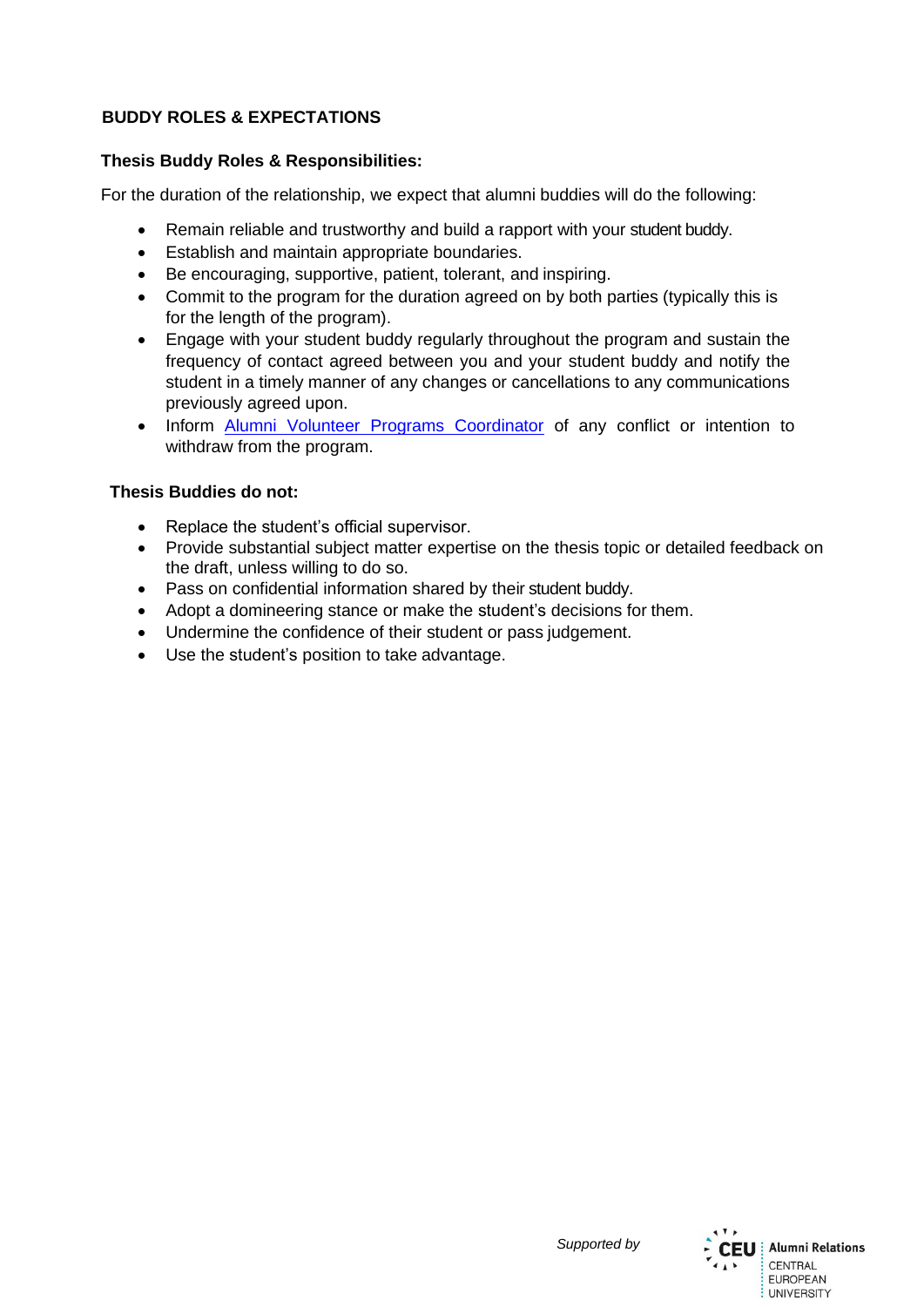## BUDDY ROLES & EXPECTATIONS

### Thesis Buddy Roles & Responsibilities:

For the duration of the relationship, we expect that alumni buddies will do the following:

- Remain reliable and trustworthy and build a rapport with your student buddy.
- Establish and maintain appropriate boundaries.
- Be encouraging, supportive, patient, tolerant, and inspiring.
- Commit to the program for the duration agreed on by both parties (typically this is for the length of the program).
- Engage with your student buddy regularly throughout the program and sustain the frequency of contact agreed between you and your student buddy and notify the student in a timely manner of any changes or cancellations to any communications previously agreed upon.
- Inform Alumni Volunteer Programs Coordinator of any conflict or intention to withdraw from the program.

### Thesis Buddies do not:

- Replace the student's official supervisor.
- Provide substantial subject matter expertise on the thesis topic or detailed feedback on the draft, unless willing to do so.
- Pass on confidential information shared by their student buddy.
- Adopt a domineering stance or make the student's decisions for them.
- Undermine the confidence of their student or pass judgement.
- Use the student's position to take advantage.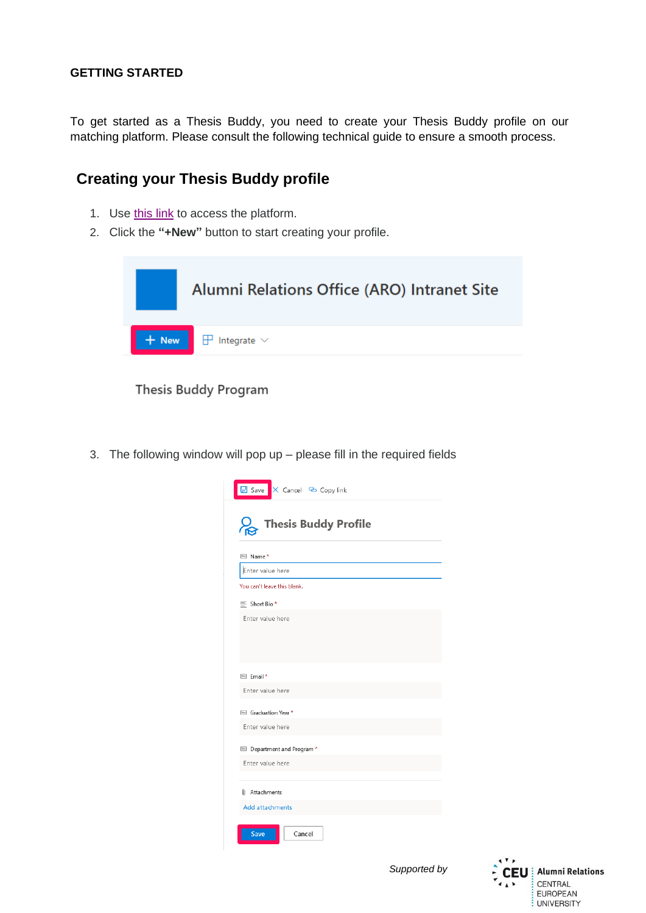**GETTING STARTED**

To get started as a Thesis Buddy, you need to create your Thesis Buddy profile on our matching platform. Please consult the following technical guide to ensure a smooth process.

## Creating your Thesis Buddy profile

1. Use this link to access the platform.
2. Click the **"+New"** button to start creating your profile.

3. The following window will pop up – please fill in the required fields

*Supported by*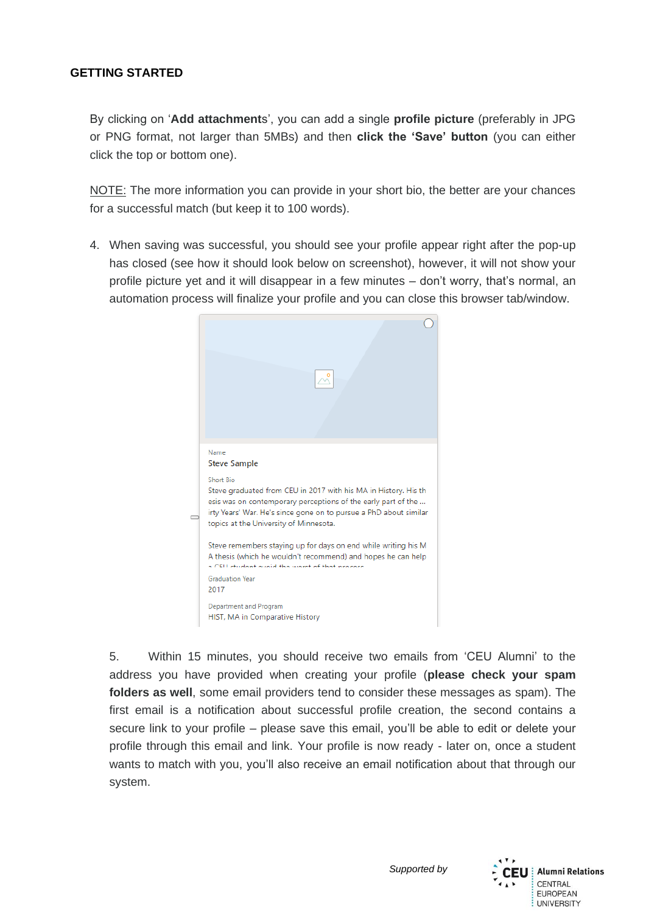**GETTING STARTED**

By clicking on '**Add attachments**', you can add a single **profile picture** (preferably in JPG or PNG format, not larger than 5MBs) and then **click the 'Save' button** (you can either click the top or bottom one).

<u>NOTE:</u> The more information you can provide in your short bio, the better are your chances for a successful match (but keep it to 100 words).

4. When saving was successful, you should see your profile appear right after the pop-up has closed (see how it should look below on screenshot), however, it will not show your profile picture yet and it will disappear in a few minutes – don't worry, that's normal, an automation process will finalize your profile and you can close this browser tab/window.

5. Within 15 minutes, you should receive two emails from 'CEU Alumni' to the address you have provided when creating your profile (**please check your spam folders as well**, some email providers tend to consider these messages as spam). The first email is a notification about successful profile creation, the second contains a secure link to your profile – please save this email, you'll be able to edit or delete your profile through this email and link. Your profile is now ready - later on, once a student wants to match with you, you'll also receive an email notification about that through our system.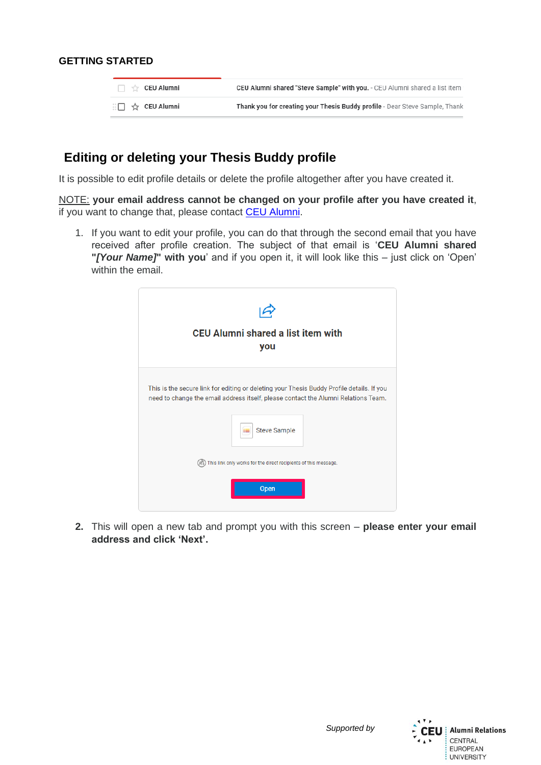GETTING STARTED

| | | |
|---|---|---|
| ☐ ☆ | CEU Alumni | CEU Alumni shared "Steve Sample" with you. - CEU Alumni shared a list item |
| ☐ ☆ | CEU Alumni | Thank you for creating your Thesis Buddy profile - Dear Steve Sample, Thank |

## Editing or deleting your Thesis Buddy profile

It is possible to edit profile details or delete the profile altogether after you have created it.

NOTE: **your email address cannot be changed on your profile after you have created it**, if you want to change that, please contact CEU Alumni.

1. If you want to edit your profile, you can do that through the second email that you have received after profile creation. The subject of that email is '**CEU Alumni shared "*[Your Name]*" with you**' and if you open it, it will look like this – just click on 'Open' within the email.

   **CEU Alumni shared a list item with you**

   This is the secure link for editing or deleting your Thesis Buddy Profile details. If you need to change the email address itself, please contact the Alumni Relations Team.

   Steve Sample

   This link only works for the direct recipients of this message.

   Open

2. This will open a new tab and prompt you with this screen – **please enter your email address and click 'Next'.**

*Supported by*

CEU Alumni Relations CENTRAL EUROPEAN UNIVERSITY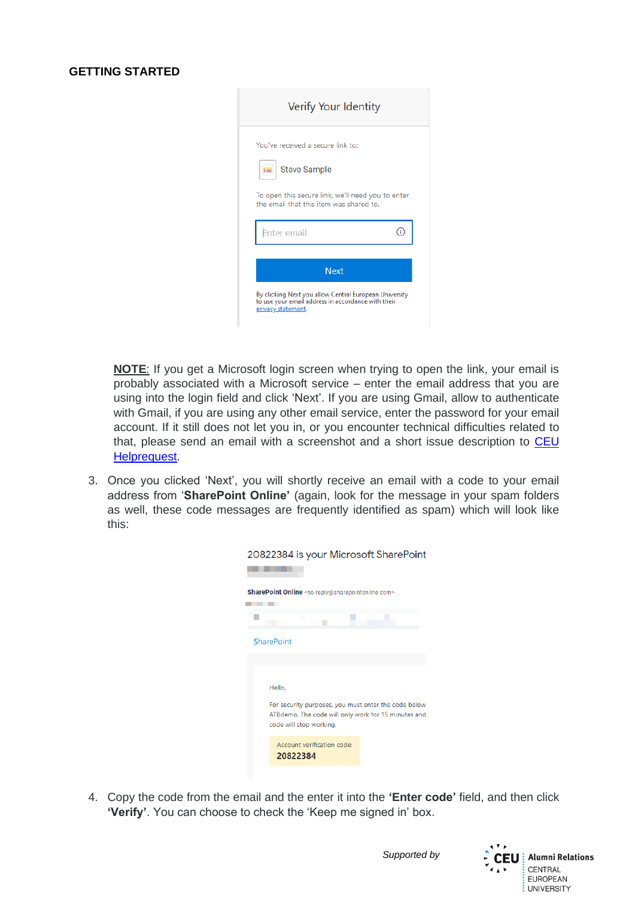**GETTING STARTED**

**NOTE**: If you get a Microsoft login screen when trying to open the link, your email is probably associated with a Microsoft service – enter the email address that you are using into the login field and click 'Next'. If you are using Gmail, allow to authenticate with Gmail, if you are using any other email service, enter the password for your email account. If it still does not let you in, or you encounter technical difficulties related to that, please send an email with a screenshot and a short issue description to [CEU Helprequest](CEU Helprequest).

3. Once you clicked 'Next', you will shortly receive an email with a code to your email address from '**SharePoint Online'** (again, look for the message in your spam folders as well, these code messages are frequently identified as spam) which will look like this:

4. Copy the code from the email and the enter it into the **'Enter code'** field, and then click **'Verify'**. You can choose to check the 'Keep me signed in' box.

*Supported by*

CEU Alumni Relations
CENTRAL EUROPEAN UNIVERSITY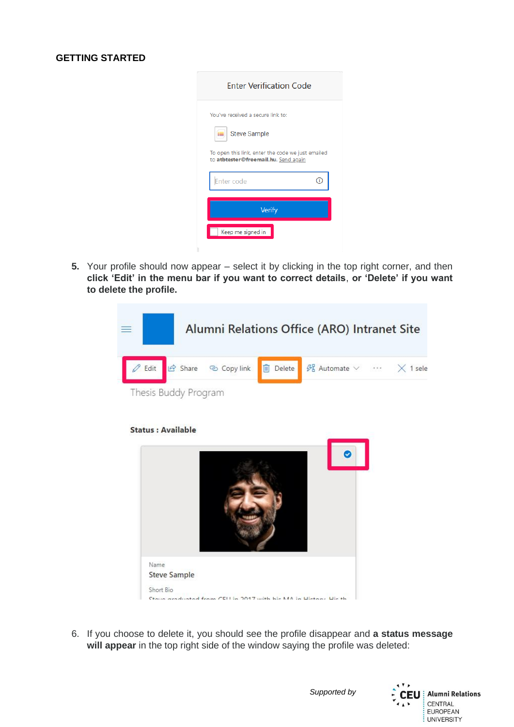**GETTING STARTED**

5. Your profile should now appear – select it by clicking in the top right corner, and then **click 'Edit' in the menu bar if you want to correct details**, **or 'Delete' if you want to delete the profile.**

6. If you choose to delete it, you should see the profile disappear and **a status message will appear** in the top right side of the window saying the profile was deleted: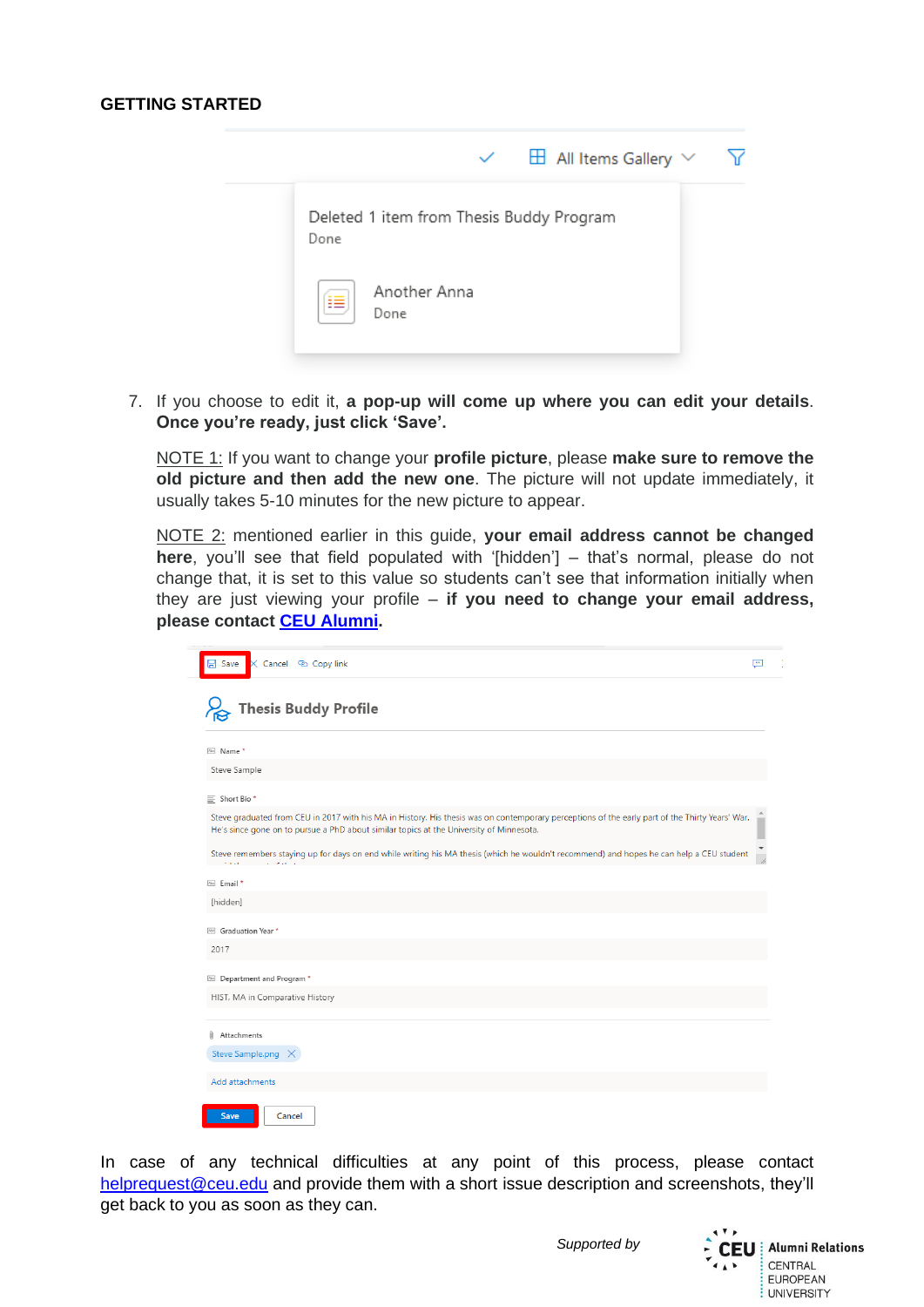## GETTING STARTED

7. If you choose to edit it, **a pop-up will come up where you can edit your details**. **Once you're ready, just click 'Save'.**

   NOTE 1: If you want to change your **profile picture**, please **make sure to remove the old picture and then add the new one**. The picture will not update immediately, it usually takes 5-10 minutes for the new picture to appear.

   NOTE 2: mentioned earlier in this guide, **your email address cannot be changed here**, you'll see that field populated with '[hidden]' – that's normal, please do not change that, it is set to this value so students can't see that information initially when they are just viewing your profile – **if you need to change your email address, please contact [CEU Alumni](CEU Alumni).**

In case of any technical difficulties at any point of this process, please contact helprequest@ceu.edu and provide them with a short issue description and screenshots, they'll get back to you as soon as they can.

*Supported by*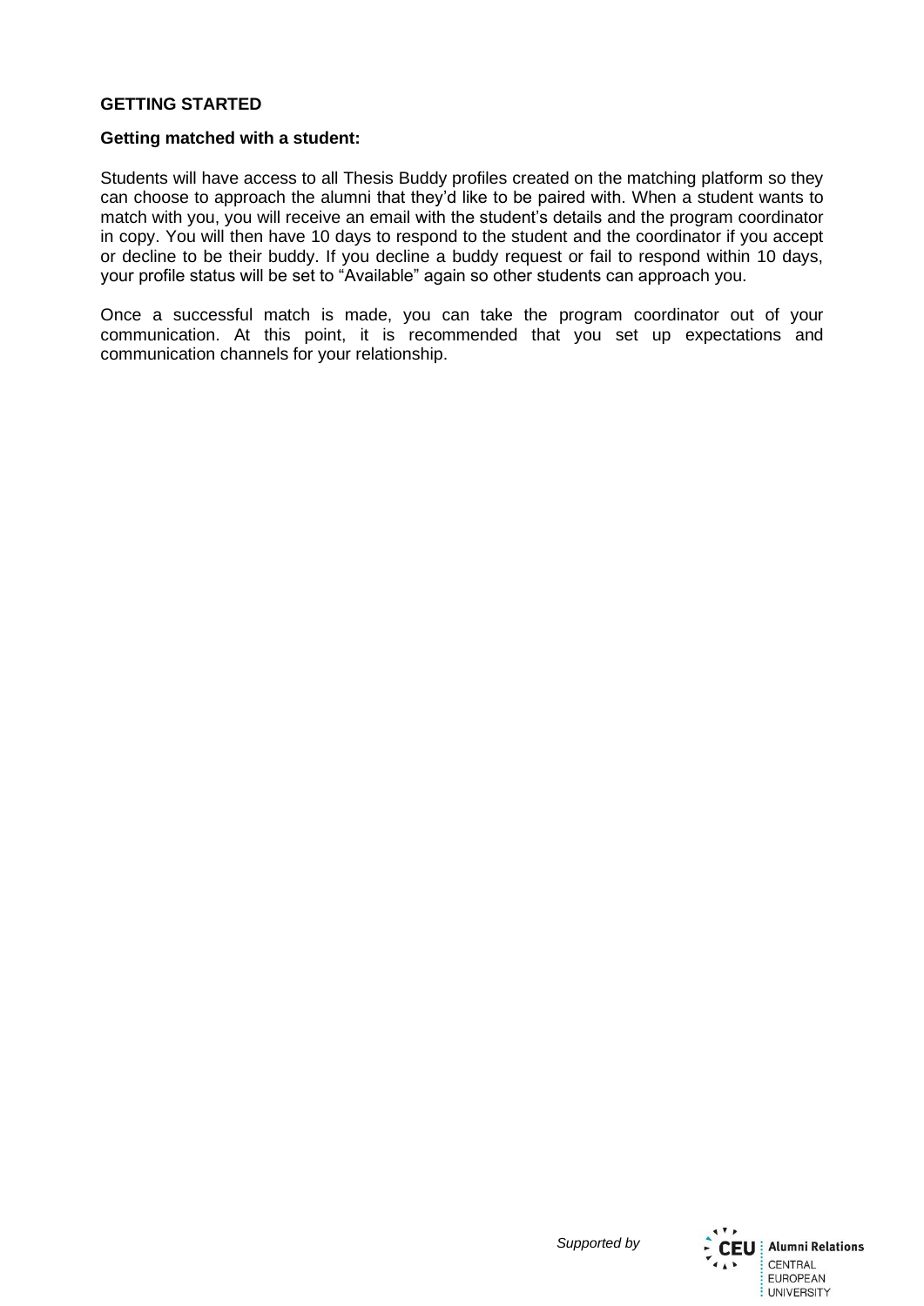## GETTING STARTED

### Getting matched with a student:

Students will have access to all Thesis Buddy profiles created on the matching platform so they can choose to approach the alumni that they'd like to be paired with. When a student wants to match with you, you will receive an email with the student's details and the program coordinator in copy. You will then have 10 days to respond to the student and the coordinator if you accept or decline to be their buddy. If you decline a buddy request or fail to respond within 10 days, your profile status will be set to "Available" again so other students can approach you.

Once a successful match is made, you can take the program coordinator out of your communication. At this point, it is recommended that you set up expectations and communication channels for your relationship.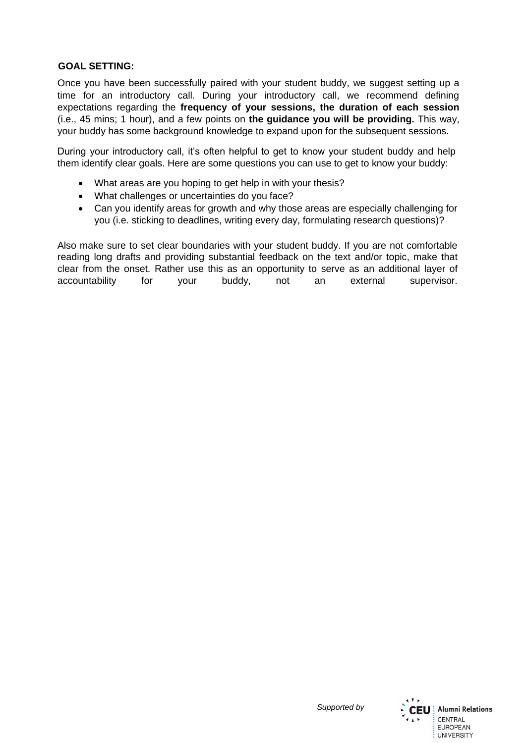**GOAL SETTING:**

Once you have been successfully paired with your student buddy, we suggest setting up a time for an introductory call. During your introductory call, we recommend defining expectations regarding the **frequency of your sessions, the duration of each session** (i.e., 45 mins; 1 hour), and a few points on **the guidance you will be providing.** This way, your buddy has some background knowledge to expand upon for the subsequent sessions.

During your introductory call, it's often helpful to get to know your student buddy and help them identify clear goals. Here are some questions you can use to get to know your buddy:

- What areas are you hoping to get help in with your thesis?
- What challenges or uncertainties do you face?
- Can you identify areas for growth and why those areas are especially challenging for you (i.e. sticking to deadlines, writing every day, formulating research questions)?

Also make sure to set clear boundaries with your student buddy. If you are not comfortable reading long drafts and providing substantial feedback on the text and/or topic, make that clear from the onset. Rather use this as an opportunity to serve as an additional layer of accountability for your buddy, not an external supervisor.

*Supported by* CEU Alumni Relations CENTRAL EUROPEAN UNIVERSITY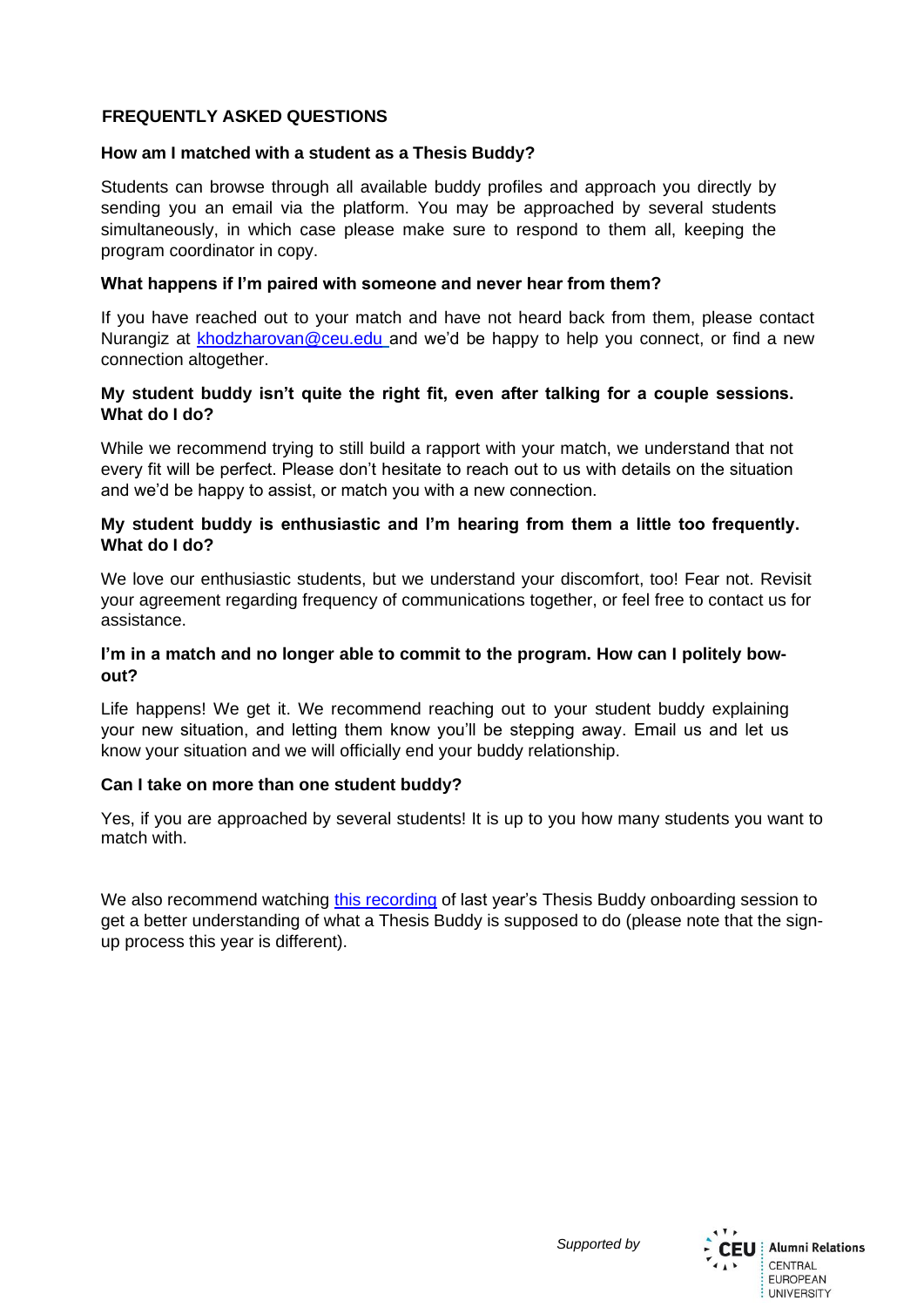## FREQUENTLY ASKED QUESTIONS

### How am I matched with a student as a Thesis Buddy?

Students can browse through all available buddy profiles and approach you directly by sending you an email via the platform. You may be approached by several students simultaneously, in which case please make sure to respond to them all, keeping the program coordinator in copy.

### What happens if I'm paired with someone and never hear from them?

If you have reached out to your match and have not heard back from them, please contact Nurangiz at [khodzharovan@ceu.edu](mailto:khodzharovan@ceu.edu) and we'd be happy to help you connect, or find a new connection altogether.

### My student buddy isn't quite the right fit, even after talking for a couple sessions. What do I do?

While we recommend trying to still build a rapport with your match, we understand that not every fit will be perfect. Please don't hesitate to reach out to us with details on the situation and we'd be happy to assist, or match you with a new connection.

### My student buddy is enthusiastic and I'm hearing from them a little too frequently. What do I do?

We love our enthusiastic students, but we understand your discomfort, too! Fear not. Revisit your agreement regarding frequency of communications together, or feel free to contact us for assistance.

### I'm in a match and no longer able to commit to the program. How can I politely bow-out?

Life happens! We get it. We recommend reaching out to your student buddy explaining your new situation, and letting them know you'll be stepping away. Email us and let us know your situation and we will officially end your buddy relationship.

### Can I take on more than one student buddy?

Yes, if you are approached by several students! It is up to you how many students you want to match with.

We also recommend watching this recording of last year's Thesis Buddy onboarding session to get a better understanding of what a Thesis Buddy is supposed to do (please note that the sign-up process this year is different).

*Supported by* CEU Alumni Relations, Central European University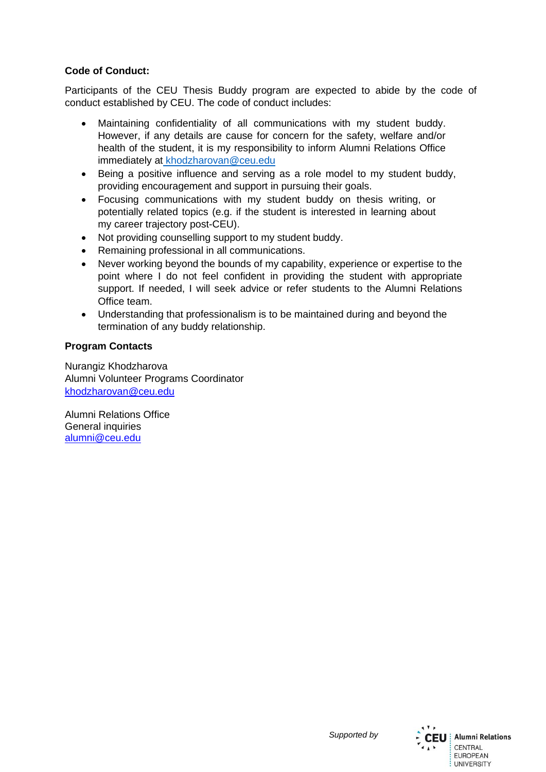**Code of Conduct:**

Participants of the CEU Thesis Buddy program are expected to abide by the code of conduct established by CEU. The code of conduct includes:

- Maintaining confidentiality of all communications with my student buddy. However, if any details are cause for concern for the safety, welfare and/or health of the student, it is my responsibility to inform Alumni Relations Office immediately at khodzharovan@ceu.edu
- Being a positive influence and serving as a role model to my student buddy, providing encouragement and support in pursuing their goals.
- Focusing communications with my student buddy on thesis writing, or potentially related topics (e.g. if the student is interested in learning about my career trajectory post-CEU).
- Not providing counselling support to my student buddy.
- Remaining professional in all communications.
- Never working beyond the bounds of my capability, experience or expertise to the point where I do not feel confident in providing the student with appropriate support. If needed, I will seek advice or refer students to the Alumni Relations Office team.
- Understanding that professionalism is to be maintained during and beyond the termination of any buddy relationship.

**Program Contacts**

Nurangiz Khodzharova
Alumni Volunteer Programs Coordinator
khodzharovan@ceu.edu

Alumni Relations Office
General inquiries
alumni@ceu.edu

*Supported by*

CEU Alumni Relations
CENTRAL EUROPEAN UNIVERSITY